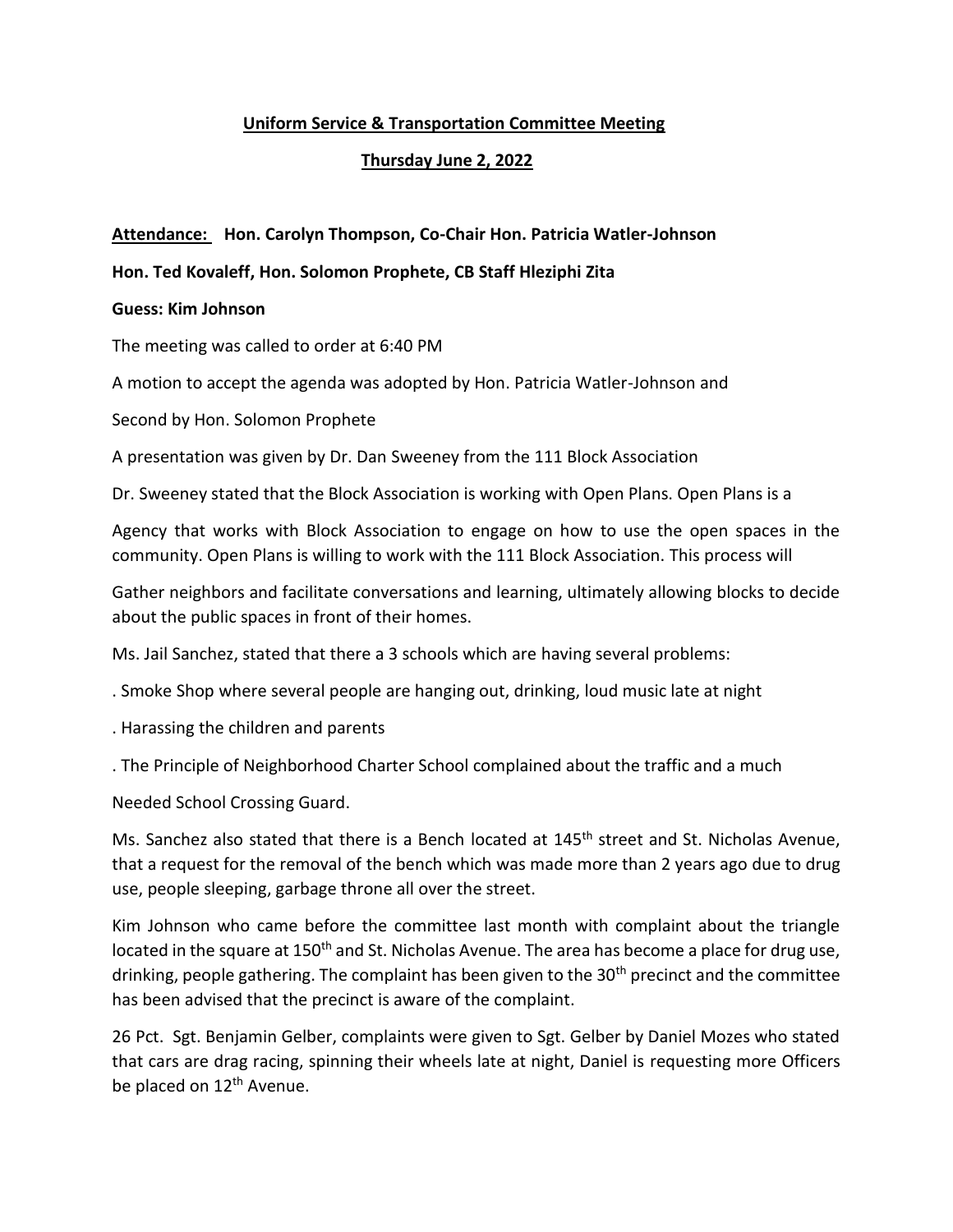**Uniform Service & Transportation Committee Meeting**

**Thursday June 2, 2022**

**Attendance: Hon. Carolyn Thompson, Co-Chair Hon. Patricia Watler-Johnson**

**Hon. Ted Kovaleff, Hon. Solomon Prophete, CB Staff Hleziphi Zita**

**Guess: Kim Johnson**

The meeting was called to order at 6:40 PM

A motion to accept the agenda was adopted by Hon. Patricia Watler-Johnson and

Second by Hon. Solomon Prophete

A presentation was given by Dr. Dan Sweeney from the 111 Block Association

Dr. Sweeney stated that the Block Association is working with Open Plans. Open Plans is a

Agency that works with Block Association to engage on how to use the open spaces in the community. Open Plans is willing to work with the 111 Block Association. This process will

Gather neighbors and facilitate conversations and learning, ultimately allowing blocks to decide about the public spaces in front of their homes.

Ms. Jail Sanchez, stated that there a 3 schools which are having several problems:

. Smoke Shop where several people are hanging out, drinking, loud music late at night

. Harassing the children and parents

. The Principle of Neighborhood Charter School complained about the traffic and a much

Needed School Crossing Guard.

Ms. Sanchez also stated that there is a Bench located at 145th street and St. Nicholas Avenue, that a request for the removal of the bench which was made more than 2 years ago due to drug use, people sleeping, garbage throne all over the street.

Kim Johnson who came before the committee last month with complaint about the triangle located in the square at 150th and St. Nicholas Avenue. The area has become a place for drug use, drinking, people gathering. The complaint has been given to the 30th precinct and the committee has been advised that the precinct is aware of the complaint.

26 Pct. Sgt. Benjamin Gelber, complaints were given to Sgt. Gelber by Daniel Mozes who stated that cars are drag racing, spinning their wheels late at night, Daniel is requesting more Officers be placed on 12th Avenue.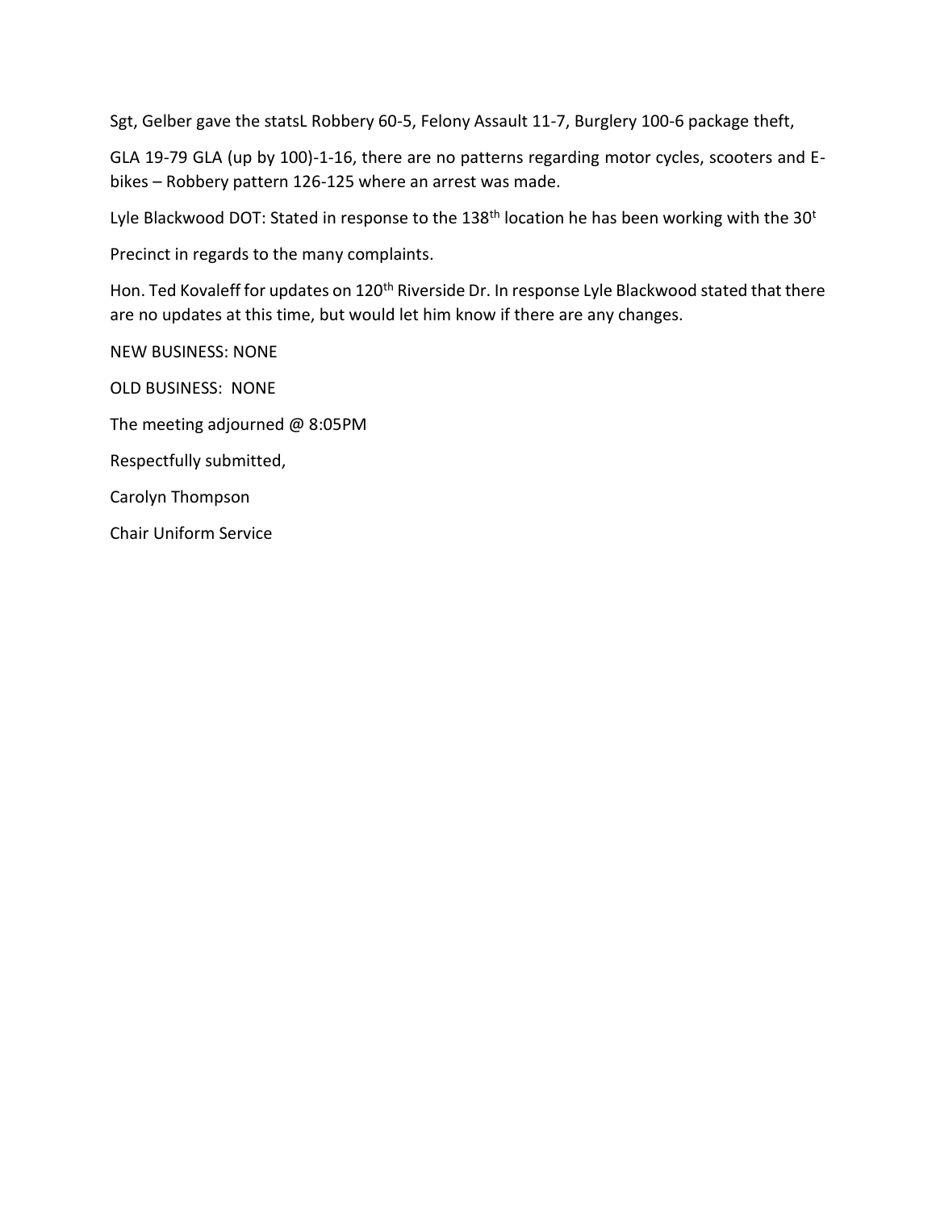Sgt, Gelber gave the statsL Robbery 60-5, Felony Assault 11-7, Burglery 100-6 package theft,

GLA 19-79 GLA (up by 100)-1-16, there are no patterns regarding motor cycles, scooters and E-bikes – Robbery pattern 126-125 where an arrest was made.

Lyle Blackwood DOT: Stated in response to the 138th location he has been working with the 30t

Precinct in regards to the many complaints.

Hon. Ted Kovaleff for updates on 120th Riverside Dr. In response Lyle Blackwood stated that there are no updates at this time, but would let him know if there are any changes.

NEW BUSINESS: NONE

OLD BUSINESS: NONE

The meeting adjourned @ 8:05PM

Respectfully submitted,

Carolyn Thompson

Chair Uniform Service